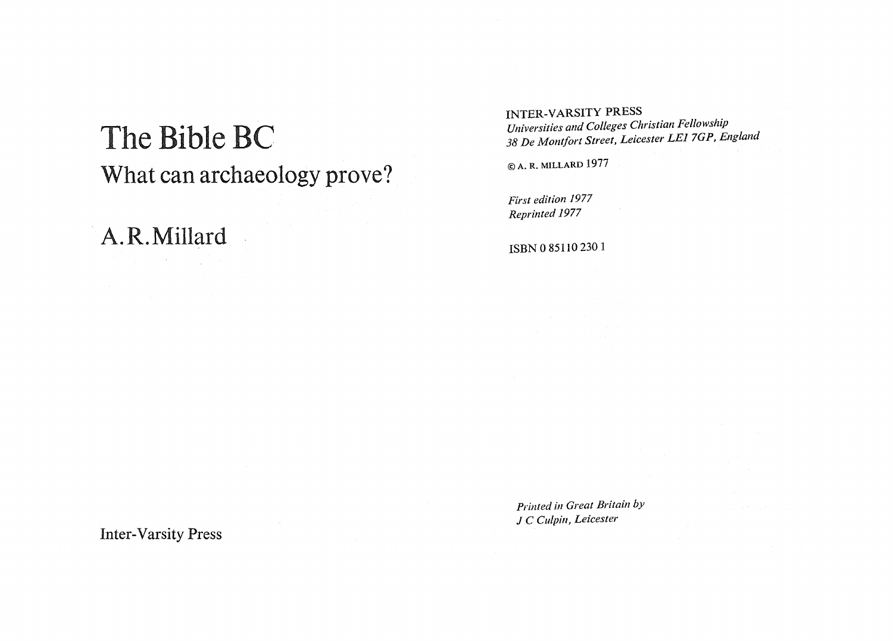# The Bible BC

## What can archaeology prove?

A.R.Millard

Inter-Varsity Press

INTER-VARSITY PRESS
*Universities and Colleges Christian Fellowship*
*38 De Montfort Street, Leicester LE1 7GP, England*

© A. R. MILLARD 1977

*First edition 1977*
*Reprinted 1977*

ISBN 0 85110 230 1

*Printed in Great Britain by*
*J C Culpin, Leicester*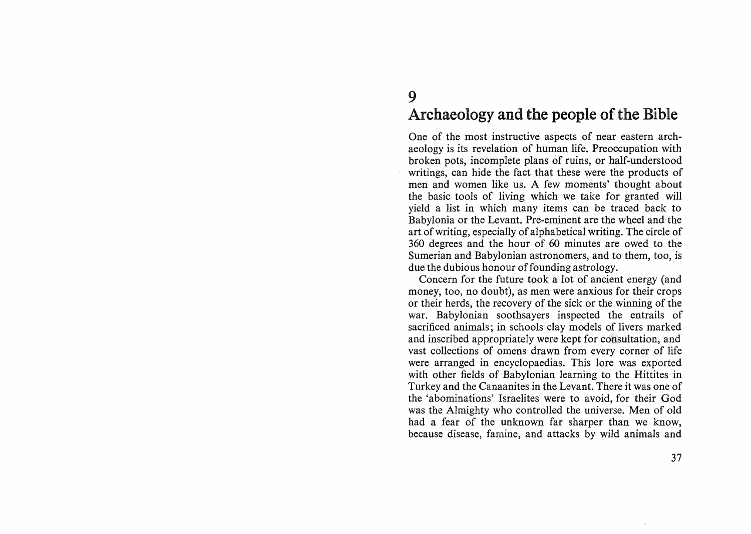# 9

# Archaeology and the people of the Bible

One of the most instructive aspects of near eastern archaeology is its revelation of human life. Preoccupation with broken pots, incomplete plans of ruins, or half-understood writings, can hide the fact that these were the products of men and women like us. A few moments' thought about the basic tools of living which we take for granted will yield a list in which many items can be traced back to Babylonia or the Levant. Pre-eminent are the wheel and the art of writing, especially of alphabetical writing. The circle of 360 degrees and the hour of 60 minutes are owed to the Sumerian and Babylonian astronomers, and to them, too, is due the dubious honour of founding astrology.

Concern for the future took a lot of ancient energy (and money, too, no doubt), as men were anxious for their crops or their herds, the recovery of the sick or the winning of the war. Babylonian soothsayers inspected the entrails of sacrificed animals; in schools clay models of livers marked and inscribed appropriately were kept for consultation, and vast collections of omens drawn from every corner of life were arranged in encyclopaedias. This lore was exported with other fields of Babylonian learning to the Hittites in Turkey and the Canaanites in the Levant. There it was one of the 'abominations' Israelites were to avoid, for their God was the Almighty who controlled the universe. Men of old had a fear of the unknown far sharper than we know, because disease, famine, and attacks by wild animals and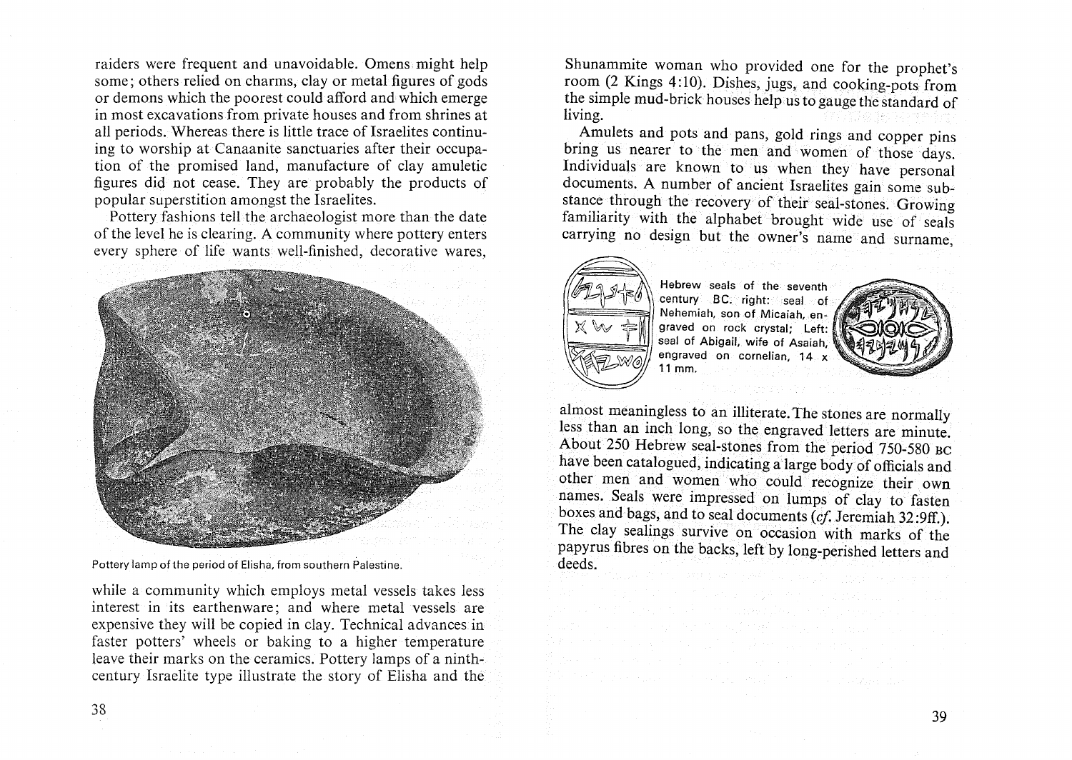raiders were frequent and unavoidable. Omens might help some; others relied on charms, clay or metal figures of gods or demons which the poorest could afford and which emerge in most excavations from private houses and from shrines at all periods. Whereas there is little trace of Israelites continuing to worship at Canaanite sanctuaries after their occupation of the promised land, manufacture of clay amuletic figures did not cease. They are probably the products of popular superstition amongst the Israelites.

Pottery fashions tell the archaeologist more than the date of the level he is clearing. A community where pottery enters every sphere of life wants well-finished, decorative wares, while a community which employs metal vessels takes less interest in its earthenware; and where metal vessels are expensive they will be copied in clay. Technical advances in faster potters' wheels or baking to a higher temperature leave their marks on the ceramics. Pottery lamps of a ninth-century Israelite type illustrate the story of Elisha and the Shunammite woman who provided one for the prophet's room (2 Kings 4:10). Dishes, jugs, and cooking-pots from the simple mud-brick houses help us to gauge the standard of living.

Pottery lamp of the period of Elisha, from southern Palestine.

Amulets and pots and pans, gold rings and copper pins bring us nearer to the men and women of those days. Individuals are known to us when they have personal documents. A number of ancient Israelites gain some substance through the recovery of their seal-stones. Growing familiarity with the alphabet brought wide use of seals carrying no design but the owner's name and surname, almost meaningless to an illiterate. The stones are normally less than an inch long, so the engraved letters are minute. About 250 Hebrew seal-stones from the period 750-580 BC have been catalogued, indicating a large body of officials and other men and women who could recognize their own names. Seals were impressed on lumps of clay to fasten boxes and bags, and to seal documents (*cf.* Jeremiah 32:9ff.). The clay sealings survive on occasion with marks of the papyrus fibres on the backs, left by long-perished letters and deeds.

Hebrew seals of the seventh century BC. right: seal of Nehemiah, son of Micaiah, engraved on rock crystal; Left: seal of Abigail, wife of Asaiah, engraved on cornelian, 14 x 11 mm.